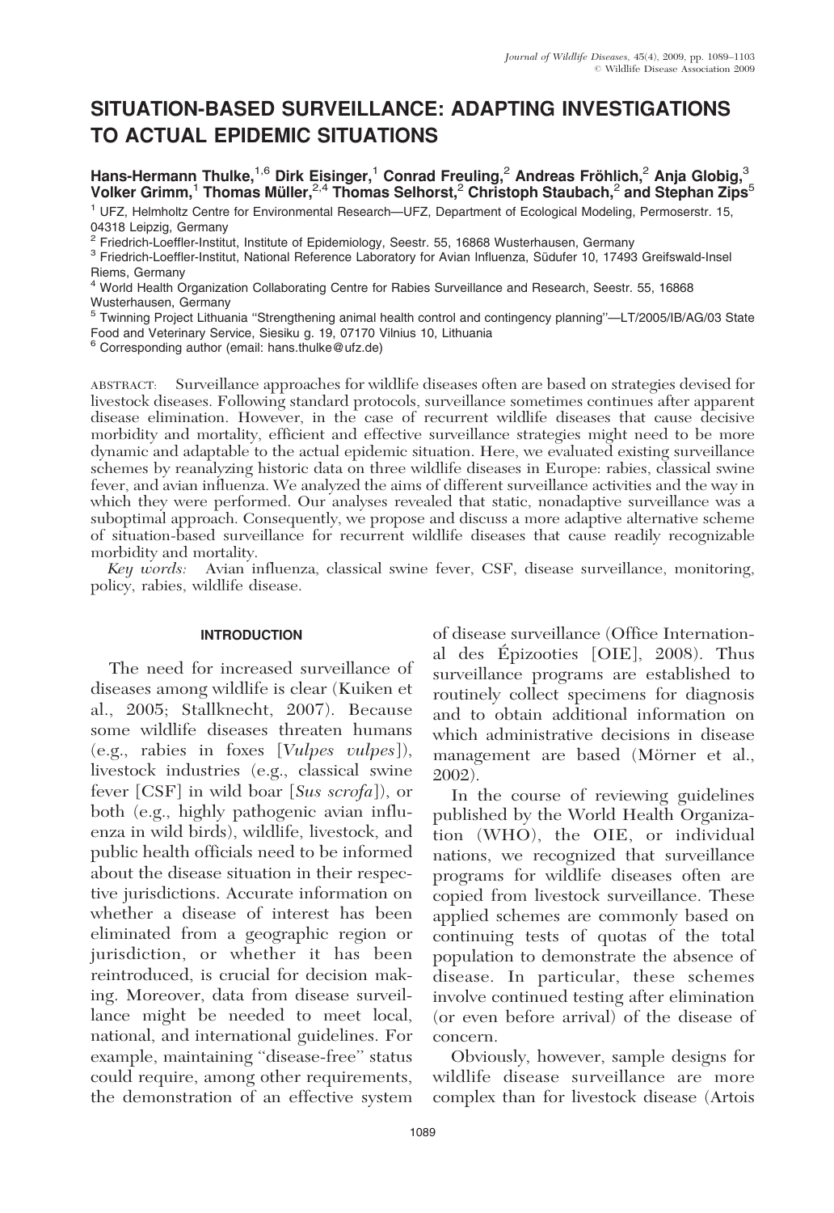# SITUATION-BASED SURVEILLANCE: ADAPTING INVESTIGATIONS TO ACTUAL EPIDEMIC SITUATIONS

**Hans-Hermann Thulke,**[1,6] **Dirk Eisinger,**[1] **Conrad Freuling,**[2] **Andreas Fröhlich,**[2] **Anja Globig,**[3] **Volker Grimm,**[1] **Thomas Müller,**[2,4] **Thomas Selhorst,**[2] **Christoph Staubach,**[2] **and Stephan Zips**[5]

[1] UFZ, Helmholtz Centre for Environmental Research—UFZ, Department of Ecological Modeling, Permoserstr. 15, 04318 Leipzig, Germany

[2] Friedrich-Loeffler-Institut, Institute of Epidemiology, Seestr. 55, 16868 Wusterhausen, Germany

[3] Friedrich-Loeffler-Institut, National Reference Laboratory for Avian Influenza, Südufer 10, 17493 Greifswald-Insel Riems, Germany

[4] World Health Organization Collaborating Centre for Rabies Surveillance and Research, Seestr. 55, 16868 Wusterhausen, Germany

[5] Twinning Project Lithuania "Strengthening animal health control and contingency planning"—LT/2005/IB/AG/03 State Food and Veterinary Service, Siesiku g. 19, 07170 Vilnius 10, Lithuania

[6] Corresponding author (email: hans.thulke@ufz.de)

ABSTRACT: Surveillance approaches for wildlife diseases often are based on strategies devised for livestock diseases. Following standard protocols, surveillance sometimes continues after apparent disease elimination. However, in the case of recurrent wildlife diseases that cause decisive morbidity and mortality, efficient and effective surveillance strategies might need to be more dynamic and adaptable to the actual epidemic situation. Here, we evaluated existing surveillance schemes by reanalyzing historic data on three wildlife diseases in Europe: rabies, classical swine fever, and avian influenza. We analyzed the aims of different surveillance activities and the way in which they were performed. Our analyses revealed that static, nonadaptive surveillance was a suboptimal approach. Consequently, we propose and discuss a more adaptive alternative scheme of situation-based surveillance for recurrent wildlife diseases that cause readily recognizable morbidity and mortality.

*Key words:* Avian influenza, classical swine fever, CSF, disease surveillance, monitoring, policy, rabies, wildlife disease.

## INTRODUCTION

The need for increased surveillance of diseases among wildlife is clear (Kuiken et al., 2005; Stallknecht, 2007). Because some wildlife diseases threaten humans (e.g., rabies in foxes [*Vulpes vulpes*]), livestock industries (e.g., classical swine fever [CSF] in wild boar [*Sus scrofa*]), or both (e.g., highly pathogenic avian influenza in wild birds), wildlife, livestock, and public health officials need to be informed about the disease situation in their respective jurisdictions. Accurate information on whether a disease of interest has been eliminated from a geographic region or jurisdiction, or whether it has been reintroduced, is crucial for decision making. Moreover, data from disease surveillance might be needed to meet local, national, and international guidelines. For example, maintaining "disease-free" status could require, among other requirements, the demonstration of an effective system of disease surveillance (Office International des Épizooties [OIE], 2008). Thus surveillance programs are established to routinely collect specimens for diagnosis and to obtain additional information on which administrative decisions in disease management are based (Mörner et al., 2002).

In the course of reviewing guidelines published by the World Health Organization (WHO), the OIE, or individual nations, we recognized that surveillance programs for wildlife diseases often are copied from livestock surveillance. These applied schemes are commonly based on continuing tests of quotas of the total population to demonstrate the absence of disease. In particular, these schemes involve continued testing after elimination (or even before arrival) of the disease of concern.

Obviously, however, sample designs for wildlife disease surveillance are more complex than for livestock disease (Artois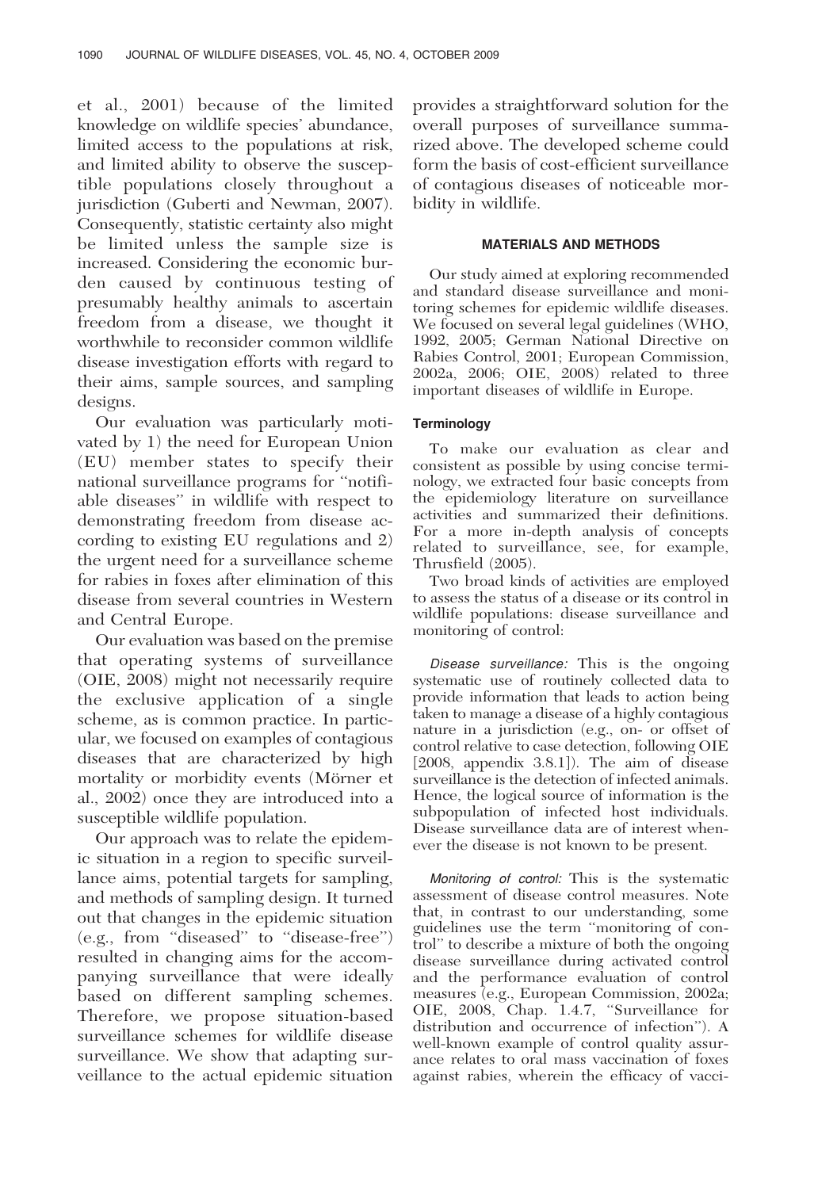et al., 2001) because of the limited knowledge on wildlife species' abundance, limited access to the populations at risk, and limited ability to observe the susceptible populations closely throughout a jurisdiction (Guberti and Newman, 2007). Consequently, statistic certainty also might be limited unless the sample size is increased. Considering the economic burden caused by continuous testing of presumably healthy animals to ascertain freedom from a disease, we thought it worthwhile to reconsider common wildlife disease investigation efforts with regard to their aims, sample sources, and sampling designs.

Our evaluation was particularly motivated by 1) the need for European Union (EU) member states to specify their national surveillance programs for "notifiable diseases" in wildlife with respect to demonstrating freedom from disease according to existing EU regulations and 2) the urgent need for a surveillance scheme for rabies in foxes after elimination of this disease from several countries in Western and Central Europe.

Our evaluation was based on the premise that operating systems of surveillance (OIE, 2008) might not necessarily require the exclusive application of a single scheme, as is common practice. In particular, we focused on examples of contagious diseases that are characterized by high mortality or morbidity events (Mörner et al., 2002) once they are introduced into a susceptible wildlife population.

Our approach was to relate the epidemic situation in a region to specific surveillance aims, potential targets for sampling, and methods of sampling design. It turned out that changes in the epidemic situation (e.g., from "diseased" to "disease-free") resulted in changing aims for the accompanying surveillance that were ideally based on different sampling schemes. Therefore, we propose situation-based surveillance schemes for wildlife disease surveillance. We show that adapting surveillance to the actual epidemic situation provides a straightforward solution for the overall purposes of surveillance summarized above. The developed scheme could form the basis of cost-efficient surveillance of contagious diseases of noticeable morbidity in wildlife.

## MATERIALS AND METHODS

Our study aimed at exploring recommended and standard disease surveillance and monitoring schemes for epidemic wildlife diseases. We focused on several legal guidelines (WHO, 1992, 2005; German National Directive on Rabies Control, 2001; European Commission, 2002a, 2006; OIE, 2008) related to three important diseases of wildlife in Europe.

### Terminology

To make our evaluation as clear and consistent as possible by using concise terminology, we extracted four basic concepts from the epidemiology literature on surveillance activities and summarized their definitions. For a more in-depth analysis of concepts related to surveillance, see, for example, Thrusfield (2005).

Two broad kinds of activities are employed to assess the status of a disease or its control in wildlife populations: disease surveillance and monitoring of control:

*Disease surveillance:* This is the ongoing systematic use of routinely collected data to provide information that leads to action being taken to manage a disease of a highly contagious nature in a jurisdiction (e.g., on- or offset of control relative to case detection, following OIE [2008, appendix 3.8.1]). The aim of disease surveillance is the detection of infected animals. Hence, the logical source of information is the subpopulation of infected host individuals. Disease surveillance data are of interest whenever the disease is not known to be present.

*Monitoring of control:* This is the systematic assessment of disease control measures. Note that, in contrast to our understanding, some guidelines use the term "monitoring of control" to describe a mixture of both the ongoing disease surveillance during activated control and the performance evaluation of control measures (e.g., European Commission, 2002a; OIE, 2008, Chap. 1.4.7, "Surveillance for distribution and occurrence of infection"). A well-known example of control quality assurance relates to oral mass vaccination of foxes against rabies, wherein the efficacy of vacci-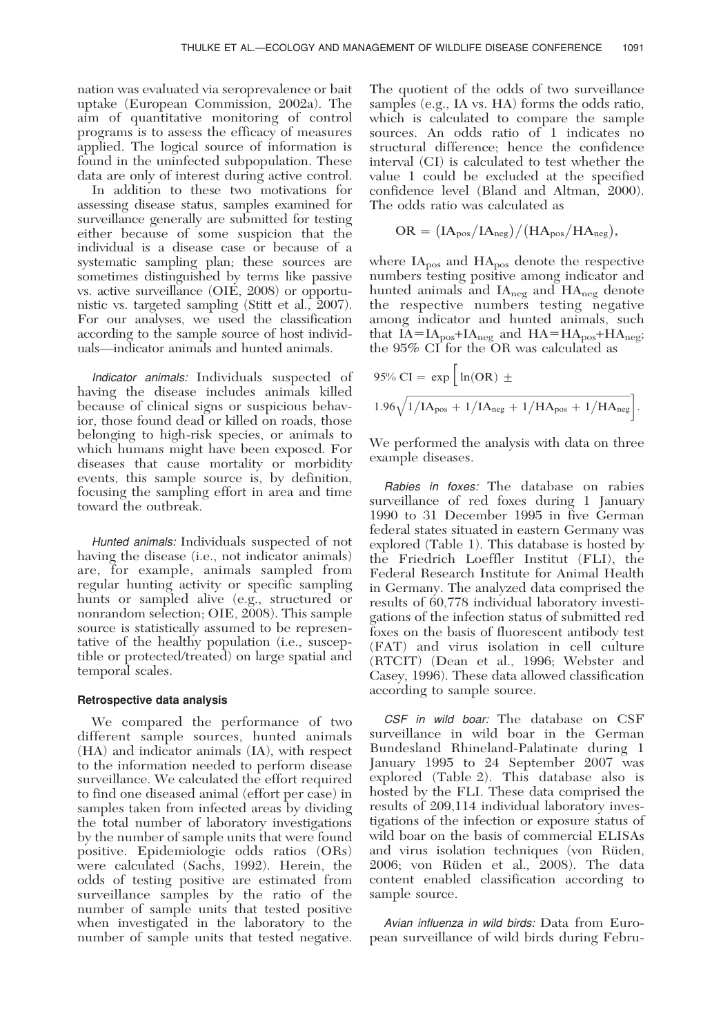nation was evaluated via seroprevalence or bait uptake (European Commission, 2002a). The aim of quantitative monitoring of control programs is to assess the efficacy of measures applied. The logical source of information is found in the uninfected subpopulation. These data are only of interest during active control.

In addition to these two motivations for assessing disease status, samples examined for surveillance generally are submitted for testing either because of some suspicion that the individual is a disease case or because of a systematic sampling plan; these sources are sometimes distinguished by terms like passive vs. active surveillance (OIE, 2008) or opportunistic vs. targeted sampling (Stitt et al., 2007). For our analyses, we used the classification according to the sample source of host individuals—indicator animals and hunted animals.

*Indicator animals:* Individuals suspected of having the disease includes animals killed because of clinical signs or suspicious behavior, those found dead or killed on roads, those belonging to high-risk species, or animals to which humans might have been exposed. For diseases that cause mortality or morbidity events, this sample source is, by definition, focusing the sampling effort in area and time toward the outbreak.

*Hunted animals:* Individuals suspected of not having the disease (i.e., not indicator animals) are, for example, animals sampled from regular hunting activity or specific sampling hunts or sampled alive (e.g., structured or nonrandom selection; OIE, 2008). This sample source is statistically assumed to be representative of the healthy population (i.e., susceptible or protected/treated) on large spatial and temporal scales.

#### Retrospective data analysis

We compared the performance of two different sample sources, hunted animals (HA) and indicator animals (IA), with respect to the information needed to perform disease surveillance. We calculated the effort required to find one diseased animal (effort per case) in samples taken from infected areas by dividing the total number of laboratory investigations by the number of sample units that were found positive. Epidemiologic odds ratios (ORs) were calculated (Sachs, 1992). Herein, the odds of testing positive are estimated from surveillance samples by the ratio of the number of sample units that tested positive when investigated in the laboratory to the number of sample units that tested negative. The quotient of the odds of two surveillance samples (e.g., IA vs. HA) forms the odds ratio, which is calculated to compare the sample sources. An odds ratio of 1 indicates no structural difference; hence the confidence interval (CI) is calculated to test whether the value 1 could be excluded at the specified confidence level (Bland and Altman, 2000). The odds ratio was calculated as

$$\mathrm{OR} = \left(\mathrm{IA}_{\mathrm{pos}}/\mathrm{IA}_{\mathrm{neg}}\right)/\left(\mathrm{HA}_{\mathrm{pos}}/\mathrm{HA}_{\mathrm{neg}}\right),$$

where $\mathrm{IA}_{\mathrm{pos}}$ and $\mathrm{HA}_{\mathrm{pos}}$ denote the respective numbers testing positive among indicator and hunted animals and $\mathrm{IA}_{\mathrm{neg}}$ and $\mathrm{HA}_{\mathrm{neg}}$ denote the respective numbers testing negative among indicator and hunted animals, such that $\mathrm{IA}=\mathrm{IA}_{\mathrm{pos}}+\mathrm{IA}_{\mathrm{neg}}$ and $\mathrm{HA}=\mathrm{HA}_{\mathrm{pos}}+\mathrm{HA}_{\mathrm{neg}}$; the 95% CI for the OR was calculated as

$$95\%\ \mathrm{CI} = \exp\left[\ln(\mathrm{OR}) \pm 1.96\sqrt{1/\mathrm{IA}_{\mathrm{pos}} + 1/\mathrm{IA}_{\mathrm{neg}} + 1/\mathrm{HA}_{\mathrm{pos}} + 1/\mathrm{HA}_{\mathrm{neg}}}\right].$$

We performed the analysis with data on three example diseases.

*Rabies in foxes:* The database on rabies surveillance of red foxes during 1 January 1990 to 31 December 1995 in five German federal states situated in eastern Germany was explored (Table 1). This database is hosted by the Friedrich Loeffler Institut (FLI), the Federal Research Institute for Animal Health in Germany. The analyzed data comprised the results of 60,778 individual laboratory investigations of the infection status of submitted red foxes on the basis of fluorescent antibody test (FAT) and virus isolation in cell culture (RTCIT) (Dean et al., 1996; Webster and Casey, 1996). These data allowed classification according to sample source.

*CSF in wild boar:* The database on CSF surveillance in wild boar in the German Bundesland Rhineland-Palatinate during 1 January 1995 to 24 September 2007 was explored (Table 2). This database also is hosted by the FLI. These data comprised the results of 209,114 individual laboratory investigations of the infection or exposure status of wild boar on the basis of commercial ELISAs and virus isolation techniques (von Rüden, 2006; von Rüden et al., 2008). The data content enabled classification according to sample source.

*Avian influenza in wild birds:* Data from European surveillance of wild birds during Febru-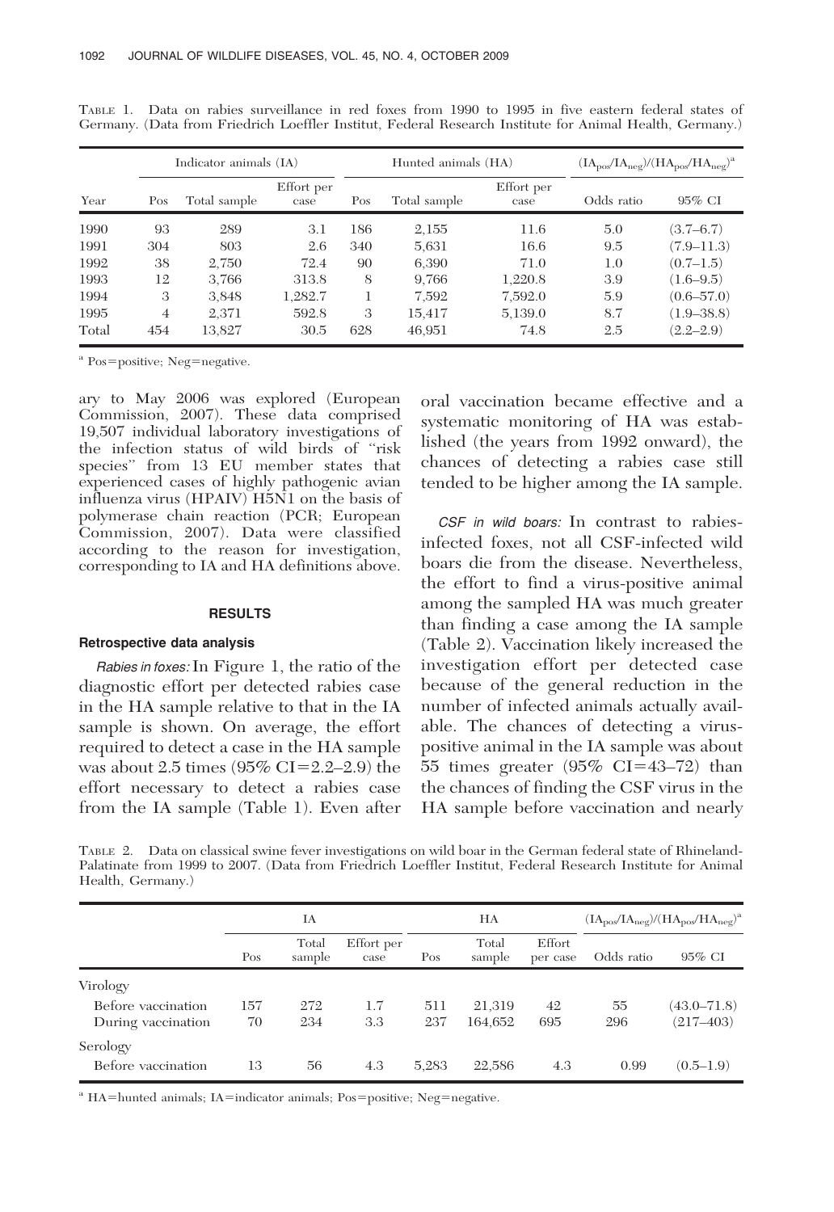TABLE 1. Data on rabies surveillance in red foxes from 1990 to 1995 in five eastern federal states of Germany. (Data from Friedrich Loeffler Institut, Federal Research Institute for Animal Health, Germany.)

| Year | Indicator animals (IA) | | | Hunted animals (HA) | | | $(IA_{pos}/IA_{neg})/(HA_{pos}/HA_{neg})$[a] | |
|---|---|---|---|---|---|---|---|---|
| | Pos | Total sample | Effort per case | Pos | Total sample | Effort per case | Odds ratio | 95% CI |
| 1990 | 93 | 289 | 3.1 | 186 | 2,155 | 11.6 | 5.0 | (3.7–6.7) |
| 1991 | 304 | 803 | 2.6 | 340 | 5,631 | 16.6 | 9.5 | (7.9–11.3) |
| 1992 | 38 | 2,750 | 72.4 | 90 | 6,390 | 71.0 | 1.0 | (0.7–1.5) |
| 1993 | 12 | 3,766 | 313.8 | 8 | 9,766 | 1,220.8 | 3.9 | (1.6–9.5) |
| 1994 | 3 | 3,848 | 1,282.7 | 1 | 7,592 | 7,592.0 | 5.9 | (0.6–57.0) |
| 1995 | 4 | 2,371 | 592.8 | 3 | 15,417 | 5,139.0 | 8.7 | (1.9–38.8) |
| Total | 454 | 13,827 | 30.5 | 628 | 46,951 | 74.8 | 2.5 | (2.2–2.9) |

[a] Pos=positive; Neg=negative.

ary to May 2006 was explored (European Commission, 2007). These data comprised 19,507 individual laboratory investigations of the infection status of wild birds of "risk species" from 13 EU member states that experienced cases of highly pathogenic avian influenza virus (HPAIV) H5N1 on the basis of polymerase chain reaction (PCR; European Commission, 2007). Data were classified according to the reason for investigation, corresponding to IA and HA definitions above.

## RESULTS

### Retrospective data analysis

*Rabies in foxes:* In Figure 1, the ratio of the diagnostic effort per detected rabies case in the HA sample relative to that in the IA sample is shown. On average, the effort required to detect a case in the HA sample was about 2.5 times (95% CI=2.2–2.9) the effort necessary to detect a rabies case from the IA sample (Table 1). Even after oral vaccination became effective and a systematic monitoring of HA was established (the years from 1992 onward), the chances of detecting a rabies case still tended to be higher among the IA sample.

*CSF in wild boars:* In contrast to rabies-infected foxes, not all CSF-infected wild boars die from the disease. Nevertheless, the effort to find a virus-positive animal among the sampled HA was much greater than finding a case among the IA sample (Table 2). Vaccination likely increased the investigation effort per detected case because of the general reduction in the number of infected animals actually available. The chances of detecting a virus-positive animal in the IA sample was about 55 times greater (95% CI=43–72) than the chances of finding the CSF virus in the HA sample before vaccination and nearly

TABLE 2. Data on classical swine fever investigations on wild boar in the German federal state of Rhineland-Palatinate from 1999 to 2007. (Data from Friedrich Loeffler Institut, Federal Research Institute for Animal Health, Germany.)

| | IA | | | HA | | | $(IA_{pos}/IA_{neg})/(HA_{pos}/HA_{neg})$[a] | |
|---|---|---|---|---|---|---|---|---|
| | Pos | Total sample | Effort per case | Pos | Total sample | Effort per case | Odds ratio | 95% CI |
| Virology | | | | | | | | |
| Before vaccination | 157 | 272 | 1.7 | 511 | 21,319 | 42 | 55 | (43.0–71.8) |
| During vaccination | 70 | 234 | 3.3 | 237 | 164,652 | 695 | 296 | (217–403) |
| Serology | | | | | | | | |
| Before vaccination | 13 | 56 | 4.3 | 5,283 | 22,586 | 4.3 | 0.99 | (0.5–1.9) |

[a] HA=hunted animals; IA=indicator animals; Pos=positive; Neg=negative.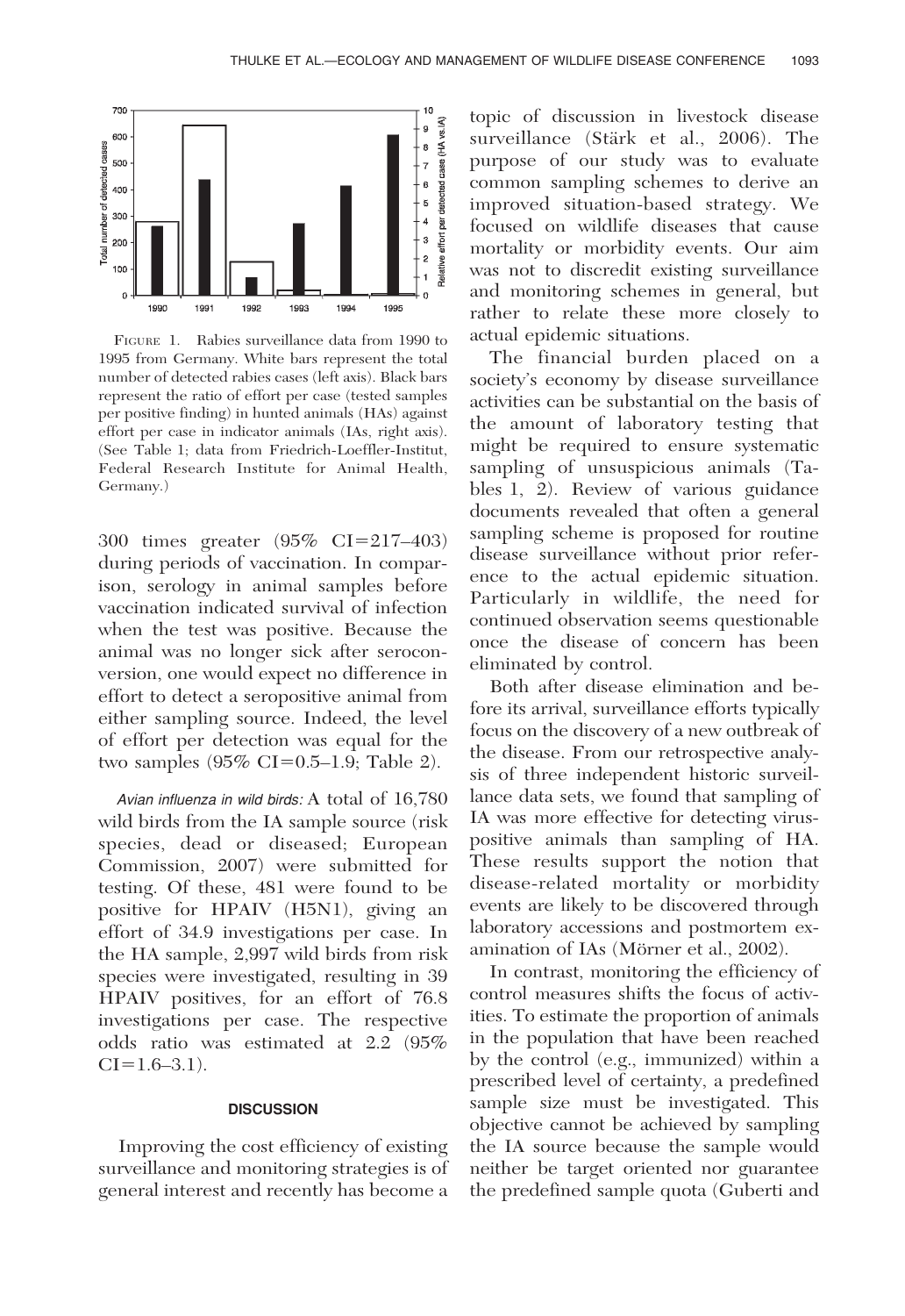FIGURE 1. Rabies surveillance data from 1990 to 1995 from Germany. White bars represent the total number of detected rabies cases (left axis). Black bars represent the ratio of effort per case (tested samples per positive finding) in hunted animals (HAs) against effort per case in indicator animals (IAs, right axis). (See Table 1; data from Friedrich-Loeffler-Institut, Federal Research Institute for Animal Health, Germany.)

300 times greater (95% CI=217–403) during periods of vaccination. In comparison, serology in animal samples before vaccination indicated survival of infection when the test was positive. Because the animal was no longer sick after seroconversion, one would expect no difference in effort to detect a seropositive animal from either sampling source. Indeed, the level of effort per detection was equal for the two samples (95% CI=0.5–1.9; Table 2).

*Avian influenza in wild birds:* A total of 16,780 wild birds from the IA sample source (risk species, dead or diseased; European Commission, 2007) were submitted for testing. Of these, 481 were found to be positive for HPAIV (H5N1), giving an effort of 34.9 investigations per case. In the HA sample, 2,997 wild birds from risk species were investigated, resulting in 39 HPAIV positives, for an effort of 76.8 investigations per case. The respective odds ratio was estimated at 2.2 (95% CI=1.6–3.1).

## DISCUSSION

Improving the cost efficiency of existing surveillance and monitoring strategies is of general interest and recently has become a topic of discussion in livestock disease surveillance (Stärk et al., 2006). The purpose of our study was to evaluate common sampling schemes to derive an improved situation-based strategy. We focused on wildlife diseases that cause mortality or morbidity events. Our aim was not to discredit existing surveillance and monitoring schemes in general, but rather to relate these more closely to actual epidemic situations.

The financial burden placed on a society's economy by disease surveillance activities can be substantial on the basis of the amount of laboratory testing that might be required to ensure systematic sampling of unsuspicious animals (Tables 1, 2). Review of various guidance documents revealed that often a general sampling scheme is proposed for routine disease surveillance without prior reference to the actual epidemic situation. Particularly in wildlife, the need for continued observation seems questionable once the disease of concern has been eliminated by control.

Both after disease elimination and before its arrival, surveillance efforts typically focus on the discovery of a new outbreak of the disease. From our retrospective analysis of three independent historic surveillance data sets, we found that sampling of IA was more effective for detecting virus-positive animals than sampling of HA. These results support the notion that disease-related mortality or morbidity events are likely to be discovered through laboratory accessions and postmortem examination of IAs (Mörner et al., 2002).

In contrast, monitoring the efficiency of control measures shifts the focus of activities. To estimate the proportion of animals in the population that have been reached by the control (e.g., immunized) within a prescribed level of certainty, a predefined sample size must be investigated. This objective cannot be achieved by sampling the IA source because the sample would neither be target oriented nor guarantee the predefined sample quota (Guberti and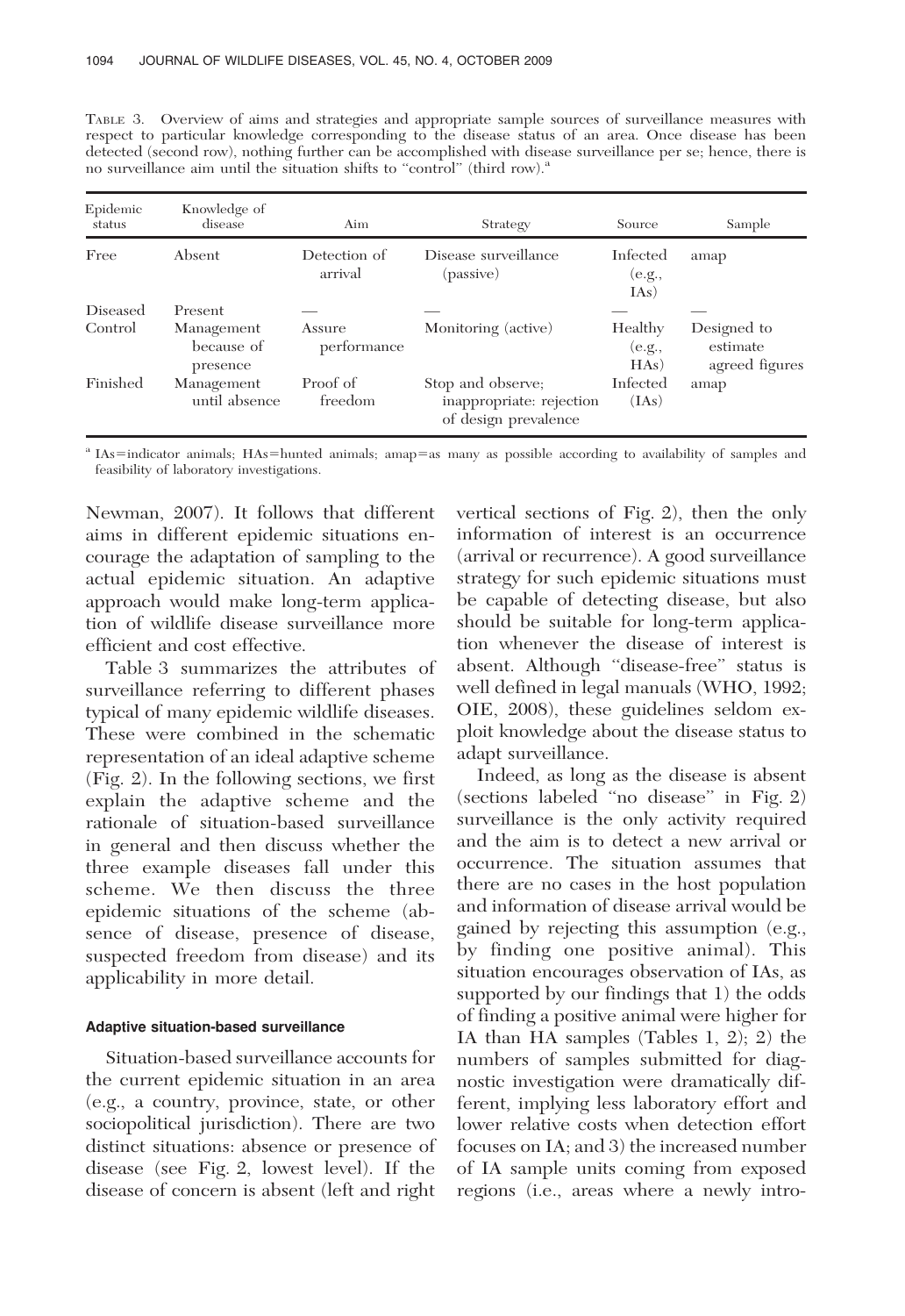TABLE 3. Overview of aims and strategies and appropriate sample sources of surveillance measures with respect to particular knowledge corresponding to the disease status of an area. Once disease has been detected (second row), nothing further can be accomplished with disease surveillance per se; hence, there is no surveillance aim until the situation shifts to "control" (third row).[a]

| Epidemic status | Knowledge of disease | Aim | Strategy | Source | Sample |
| --- | --- | --- | --- | --- | --- |
| Free | Absent | Detection of arrival | Disease surveillance (passive) | Infected (e.g., IAs) | amap |
| Diseased | Present | — | — | — | — |
| Control | Management because of presence | Assure performance | Monitoring (active) | Healthy (e.g., HAs) | Designed to estimate agreed figures |
| Finished | Management until absence | Proof of freedom | Stop and observe; inappropriate: rejection of design prevalence | Infected (IAs) | amap |

[a] IAs=indicator animals; HAs=hunted animals; amap=as many as possible according to availability of samples and feasibility of laboratory investigations.

Newman, 2007). It follows that different aims in different epidemic situations encourage the adaptation of sampling to the actual epidemic situation. An adaptive approach would make long-term application of wildlife disease surveillance more efficient and cost effective.

Table 3 summarizes the attributes of surveillance referring to different phases typical of many epidemic wildlife diseases. These were combined in the schematic representation of an ideal adaptive scheme (Fig. 2). In the following sections, we first explain the adaptive scheme and the rationale of situation-based surveillance in general and then discuss whether the three example diseases fall under this scheme. We then discuss the three epidemic situations of the scheme (absence of disease, presence of disease, suspected freedom from disease) and its applicability in more detail.

#### Adaptive situation-based surveillance

Situation-based surveillance accounts for the current epidemic situation in an area (e.g., a country, province, state, or other sociopolitical jurisdiction). There are two distinct situations: absence or presence of disease (see Fig. 2, lowest level). If the disease of concern is absent (left and right vertical sections of Fig. 2), then the only information of interest is an occurrence (arrival or recurrence). A good surveillance strategy for such epidemic situations must be capable of detecting disease, but also should be suitable for long-term application whenever the disease of interest is absent. Although "disease-free" status is well defined in legal manuals (WHO, 1992; OIE, 2008), these guidelines seldom exploit knowledge about the disease status to adapt surveillance.

Indeed, as long as the disease is absent (sections labeled "no disease" in Fig. 2) surveillance is the only activity required and the aim is to detect a new arrival or occurrence. The situation assumes that there are no cases in the host population and information of disease arrival would be gained by rejecting this assumption (e.g., by finding one positive animal). This situation encourages observation of IAs, as supported by our findings that 1) the odds of finding a positive animal were higher for IA than HA samples (Tables 1, 2); 2) the numbers of samples submitted for diagnostic investigation were dramatically different, implying less laboratory effort and lower relative costs when detection effort focuses on IA; and 3) the increased number of IA sample units coming from exposed regions (i.e., areas where a newly intro-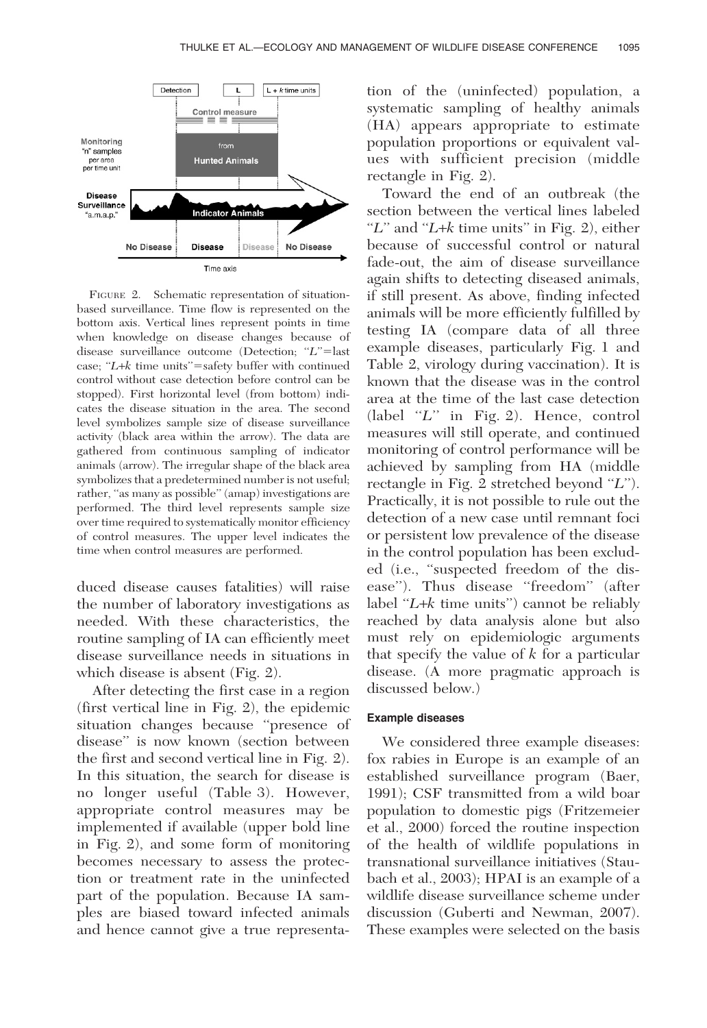FIGURE 2. Schematic representation of situation-based surveillance. Time flow is represented on the bottom axis. Vertical lines represent points in time when knowledge on disease changes because of disease surveillance outcome (Detection; "$L$"=last case; "$L+k$ time units"=safety buffer with continued control without case detection before control can be stopped). First horizontal level (from bottom) indicates the disease situation in the area. The second level symbolizes sample size of disease surveillance activity (black area within the arrow). The data are gathered from continuous sampling of indicator animals (arrow). The irregular shape of the black area symbolizes that a predetermined number is not useful; rather, "as many as possible" (amap) investigations are performed. The third level represents sample size over time required to systematically monitor efficiency of control measures. The upper level indicates the time when control measures are performed.

duced disease causes fatalities) will raise the number of laboratory investigations as needed. With these characteristics, the routine sampling of IA can efficiently meet disease surveillance needs in situations in which disease is absent (Fig. 2).

After detecting the first case in a region (first vertical line in Fig. 2), the epidemic situation changes because "presence of disease" is now known (section between the first and second vertical line in Fig. 2). In this situation, the search for disease is no longer useful (Table 3). However, appropriate control measures may be implemented if available (upper bold line in Fig. 2), and some form of monitoring becomes necessary to assess the protection or treatment rate in the uninfected part of the population. Because IA samples are biased toward infected animals and hence cannot give a true representation of the (uninfected) population, a systematic sampling of healthy animals (HA) appears appropriate to estimate population proportions or equivalent values with sufficient precision (middle rectangle in Fig. 2).

Toward the end of an outbreak (the section between the vertical lines labeled "$L$" and "$L+k$ time units" in Fig. 2), either because of successful control or natural fade-out, the aim of disease surveillance again shifts to detecting diseased animals, if still present. As above, finding infected animals will be more efficiently fulfilled by testing IA (compare data of all three example diseases, particularly Fig. 1 and Table 2, virology during vaccination). It is known that the disease was in the control area at the time of the last case detection (label "$L$" in Fig. 2). Hence, control measures will still operate, and continued monitoring of control performance will be achieved by sampling from HA (middle rectangle in Fig. 2 stretched beyond "$L$"). Practically, it is not possible to rule out the detection of a new case until remnant foci or persistent low prevalence of the disease in the control population has been excluded (i.e., "suspected freedom of the disease"). Thus disease "freedom" (after label "$L+k$ time units") cannot be reliably reached by data analysis alone but also must rely on epidemiologic arguments that specify the value of $k$ for a particular disease. (A more pragmatic approach is discussed below.)

### Example diseases

We considered three example diseases: fox rabies in Europe is an example of an established surveillance program (Baer, 1991); CSF transmitted from a wild boar population to domestic pigs (Fritzemeier et al., 2000) forced the routine inspection of the health of wildlife populations in transnational surveillance initiatives (Staubach et al., 2003); HPAI is an example of a wildlife disease surveillance scheme under discussion (Guberti and Newman, 2007). These examples were selected on the basis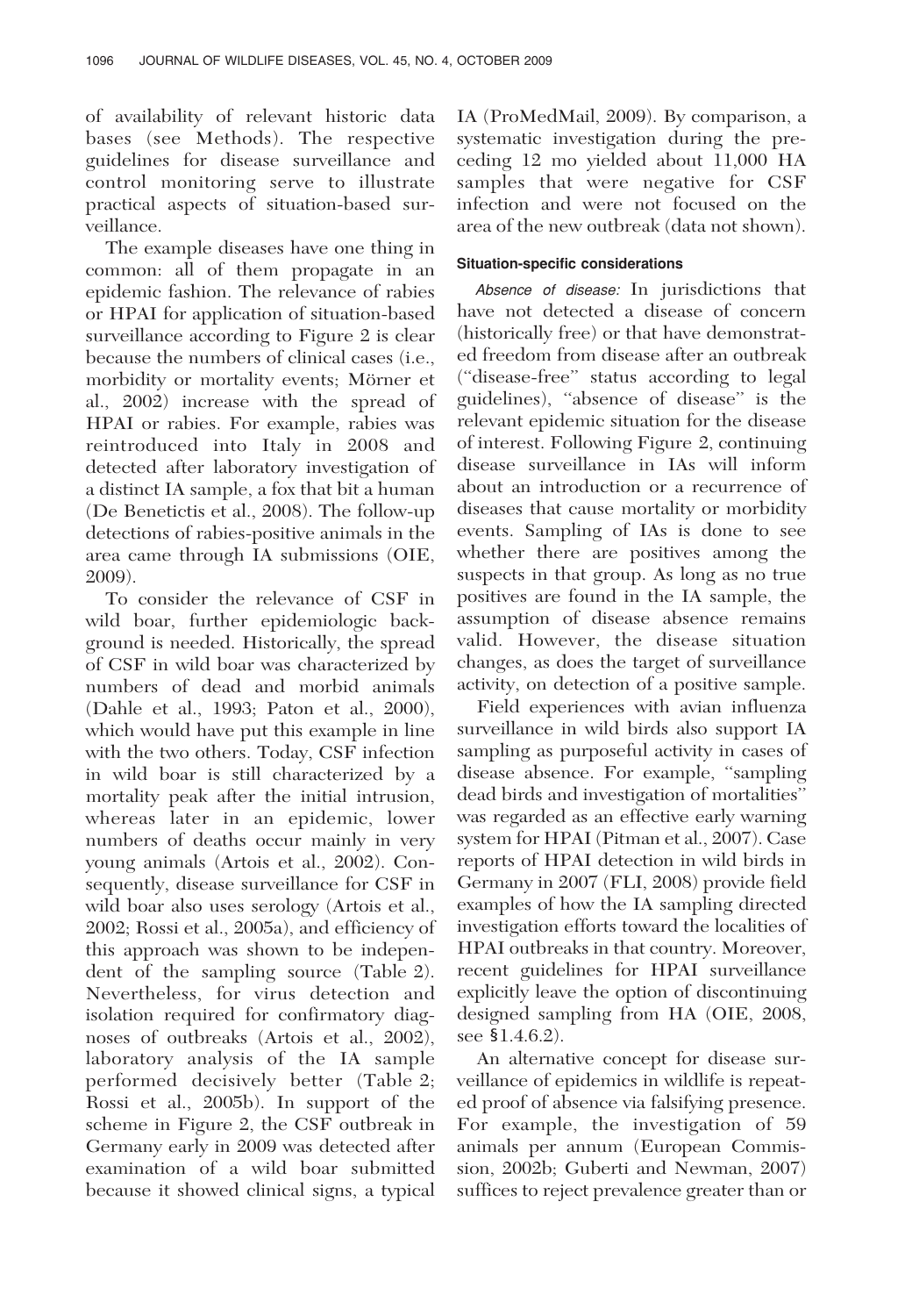of availability of relevant historic data bases (see Methods). The respective guidelines for disease surveillance and control monitoring serve to illustrate practical aspects of situation-based surveillance.

The example diseases have one thing in common: all of them propagate in an epidemic fashion. The relevance of rabies or HPAI for application of situation-based surveillance according to Figure 2 is clear because the numbers of clinical cases (i.e., morbidity or mortality events; Mörner et al., 2002) increase with the spread of HPAI or rabies. For example, rabies was reintroduced into Italy in 2008 and detected after laboratory investigation of a distinct IA sample, a fox that bit a human (De Benetictis et al., 2008). The follow-up detections of rabies-positive animals in the area came through IA submissions (OIE, 2009).

To consider the relevance of CSF in wild boar, further epidemiologic background is needed. Historically, the spread of CSF in wild boar was characterized by numbers of dead and morbid animals (Dahle et al., 1993; Paton et al., 2000), which would have put this example in line with the two others. Today, CSF infection in wild boar is still characterized by a mortality peak after the initial intrusion, whereas later in an epidemic, lower numbers of deaths occur mainly in very young animals (Artois et al., 2002). Consequently, disease surveillance for CSF in wild boar also uses serology (Artois et al., 2002; Rossi et al., 2005a), and efficiency of this approach was shown to be independent of the sampling source (Table 2). Nevertheless, for virus detection and isolation required for confirmatory diagnoses of outbreaks (Artois et al., 2002), laboratory analysis of the IA sample performed decisively better (Table 2; Rossi et al., 2005b). In support of the scheme in Figure 2, the CSF outbreak in Germany early in 2009 was detected after examination of a wild boar submitted because it showed clinical signs, a typical IA (ProMedMail, 2009). By comparison, a systematic investigation during the preceding 12 mo yielded about 11,000 HA samples that were negative for CSF infection and were not focused on the area of the new outbreak (data not shown).

#### Situation-specific considerations

*Absence of disease:* In jurisdictions that have not detected a disease of concern (historically free) or that have demonstrated freedom from disease after an outbreak ("disease-free" status according to legal guidelines), "absence of disease" is the relevant epidemic situation for the disease of interest. Following Figure 2, continuing disease surveillance in IAs will inform about an introduction or a recurrence of diseases that cause mortality or morbidity events. Sampling of IAs is done to see whether there are positives among the suspects in that group. As long as no true positives are found in the IA sample, the assumption of disease absence remains valid. However, the disease situation changes, as does the target of surveillance activity, on detection of a positive sample.

Field experiences with avian influenza surveillance in wild birds also support IA sampling as purposeful activity in cases of disease absence. For example, "sampling dead birds and investigation of mortalities" was regarded as an effective early warning system for HPAI (Pitman et al., 2007). Case reports of HPAI detection in wild birds in Germany in 2007 (FLI, 2008) provide field examples of how the IA sampling directed investigation efforts toward the localities of HPAI outbreaks in that country. Moreover, recent guidelines for HPAI surveillance explicitly leave the option of discontinuing designed sampling from HA (OIE, 2008, see §1.4.6.2).

An alternative concept for disease surveillance of epidemics in wildlife is repeated proof of absence via falsifying presence. For example, the investigation of 59 animals per annum (European Commission, 2002b; Guberti and Newman, 2007) suffices to reject prevalence greater than or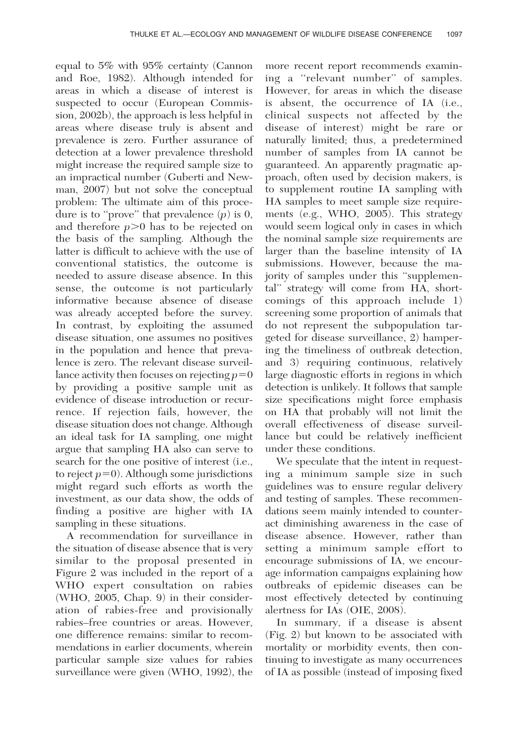equal to 5% with 95% certainty (Cannon and Roe, 1982). Although intended for areas in which a disease of interest is suspected to occur (European Commission, 2002b), the approach is less helpful in areas where disease truly is absent and prevalence is zero. Further assurance of detection at a lower prevalence threshold might increase the required sample size to an impractical number (Guberti and Newman, 2007) but not solve the conceptual problem: The ultimate aim of this procedure is to "prove" that prevalence ($p$) is 0, and therefore $p>0$ has to be rejected on the basis of the sampling. Although the latter is difficult to achieve with the use of conventional statistics, the outcome is needed to assure disease absence. In this sense, the outcome is not particularly informative because absence of disease was already accepted before the survey. In contrast, by exploiting the assumed disease situation, one assumes no positives in the population and hence that prevalence is zero. The relevant disease surveillance activity then focuses on rejecting $p=0$ by providing a positive sample unit as evidence of disease introduction or recurrence. If rejection fails, however, the disease situation does not change. Although an ideal task for IA sampling, one might argue that sampling HA also can serve to search for the one positive of interest (i.e., to reject $p=0$). Although some jurisdictions might regard such efforts as worth the investment, as our data show, the odds of finding a positive are higher with IA sampling in these situations.

A recommendation for surveillance in the situation of disease absence that is very similar to the proposal presented in Figure 2 was included in the report of a WHO expert consultation on rabies (WHO, 2005, Chap. 9) in their consideration of rabies-free and provisionally rabies–free countries or areas. However, one difference remains: similar to recommendations in earlier documents, wherein particular sample size values for rabies surveillance were given (WHO, 1992), the more recent report recommends examining a "relevant number" of samples. However, for areas in which the disease is absent, the occurrence of IA (i.e., clinical suspects not affected by the disease of interest) might be rare or naturally limited; thus, a predetermined number of samples from IA cannot be guaranteed. An apparently pragmatic approach, often used by decision makers, is to supplement routine IA sampling with HA samples to meet sample size requirements (e.g., WHO, 2005). This strategy would seem logical only in cases in which the nominal sample size requirements are larger than the baseline intensity of IA submissions. However, because the majority of samples under this "supplemental" strategy will come from HA, shortcomings of this approach include 1) screening some proportion of animals that do not represent the subpopulation targeted for disease surveillance, 2) hampering the timeliness of outbreak detection, and 3) requiring continuous, relatively large diagnostic efforts in regions in which detection is unlikely. It follows that sample size specifications might force emphasis on HA that probably will not limit the overall effectiveness of disease surveillance but could be relatively inefficient under these conditions.

We speculate that the intent in requesting a minimum sample size in such guidelines was to ensure regular delivery and testing of samples. These recommendations seem mainly intended to counteract diminishing awareness in the case of disease absence. However, rather than setting a minimum sample effort to encourage submissions of IA, we encourage information campaigns explaining how outbreaks of epidemic diseases can be most effectively detected by continuing alertness for IAs (OIE, 2008).

In summary, if a disease is absent (Fig. 2) but known to be associated with mortality or morbidity events, then continuing to investigate as many occurrences of IA as possible (instead of imposing fixed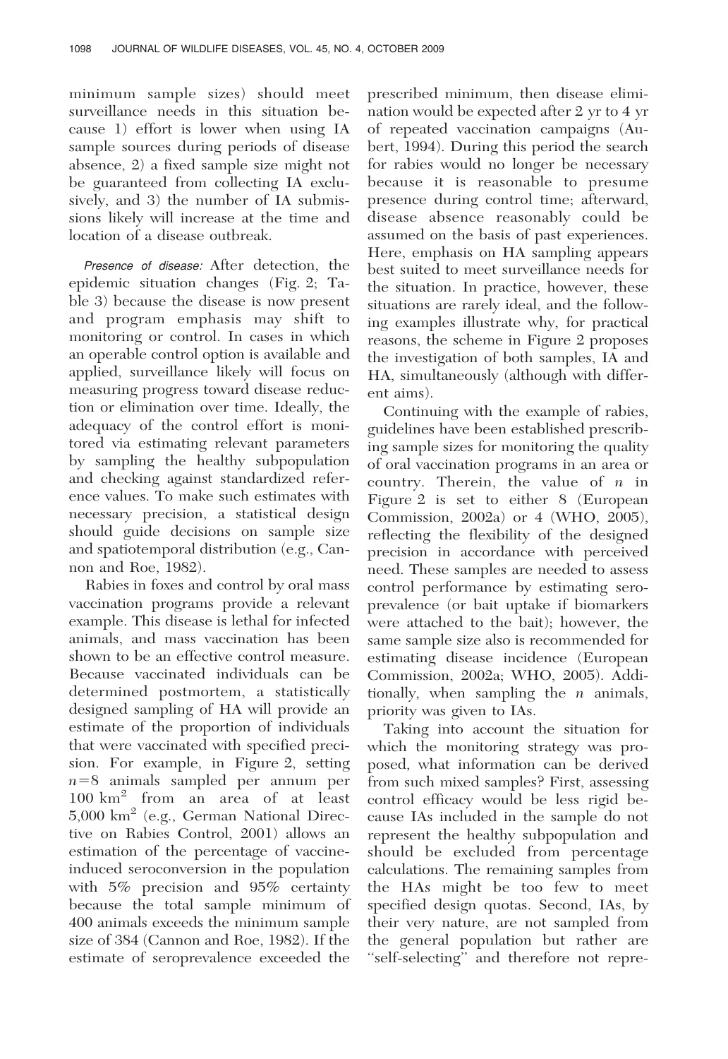minimum sample sizes) should meet surveillance needs in this situation because 1) effort is lower when using IA sample sources during periods of disease absence, 2) a fixed sample size might not be guaranteed from collecting IA exclusively, and 3) the number of IA submissions likely will increase at the time and location of a disease outbreak.

*Presence of disease:* After detection, the epidemic situation changes (Fig. 2; Table 3) because the disease is now present and program emphasis may shift to monitoring or control. In cases in which an operable control option is available and applied, surveillance likely will focus on measuring progress toward disease reduction or elimination over time. Ideally, the adequacy of the control effort is monitored via estimating relevant parameters by sampling the healthy subpopulation and checking against standardized reference values. To make such estimates with necessary precision, a statistical design should guide decisions on sample size and spatiotemporal distribution (e.g., Cannon and Roe, 1982).

Rabies in foxes and control by oral mass vaccination programs provide a relevant example. This disease is lethal for infected animals, and mass vaccination has been shown to be an effective control measure. Because vaccinated individuals can be determined postmortem, a statistically designed sampling of HA will provide an estimate of the proportion of individuals that were vaccinated with specified precision. For example, in Figure 2, setting $n=8$ animals sampled per annum per $100 \text{ km}^2$ from an area of at least $5{,}000 \text{ km}^2$ (e.g., German National Directive on Rabies Control, 2001) allows an estimation of the percentage of vaccine-induced seroconversion in the population with 5% precision and 95% certainty because the total sample minimum of 400 animals exceeds the minimum sample size of 384 (Cannon and Roe, 1982). If the estimate of seroprevalence exceeded the prescribed minimum, then disease elimination would be expected after 2 yr to 4 yr of repeated vaccination campaigns (Aubert, 1994). During this period the search for rabies would no longer be necessary because it is reasonable to presume presence during control time; afterward, disease absence reasonably could be assumed on the basis of past experiences. Here, emphasis on HA sampling appears best suited to meet surveillance needs for the situation. In practice, however, these situations are rarely ideal, and the following examples illustrate why, for practical reasons, the scheme in Figure 2 proposes the investigation of both samples, IA and HA, simultaneously (although with different aims).

Continuing with the example of rabies, guidelines have been established prescribing sample sizes for monitoring the quality of oral vaccination programs in an area or country. Therein, the value of $n$ in Figure 2 is set to either 8 (European Commission, 2002a) or 4 (WHO, 2005), reflecting the flexibility of the designed precision in accordance with perceived need. These samples are needed to assess control performance by estimating seroprevalence (or bait uptake if biomarkers were attached to the bait); however, the same sample size also is recommended for estimating disease incidence (European Commission, 2002a; WHO, 2005). Additionally, when sampling the $n$ animals, priority was given to IAs.

Taking into account the situation for which the monitoring strategy was proposed, what information can be derived from such mixed samples? First, assessing control efficacy would be less rigid because IAs included in the sample do not represent the healthy subpopulation and should be excluded from percentage calculations. The remaining samples from the HAs might be too few to meet specified design quotas. Second, IAs, by their very nature, are not sampled from the general population but rather are "self-selecting" and therefore not repre-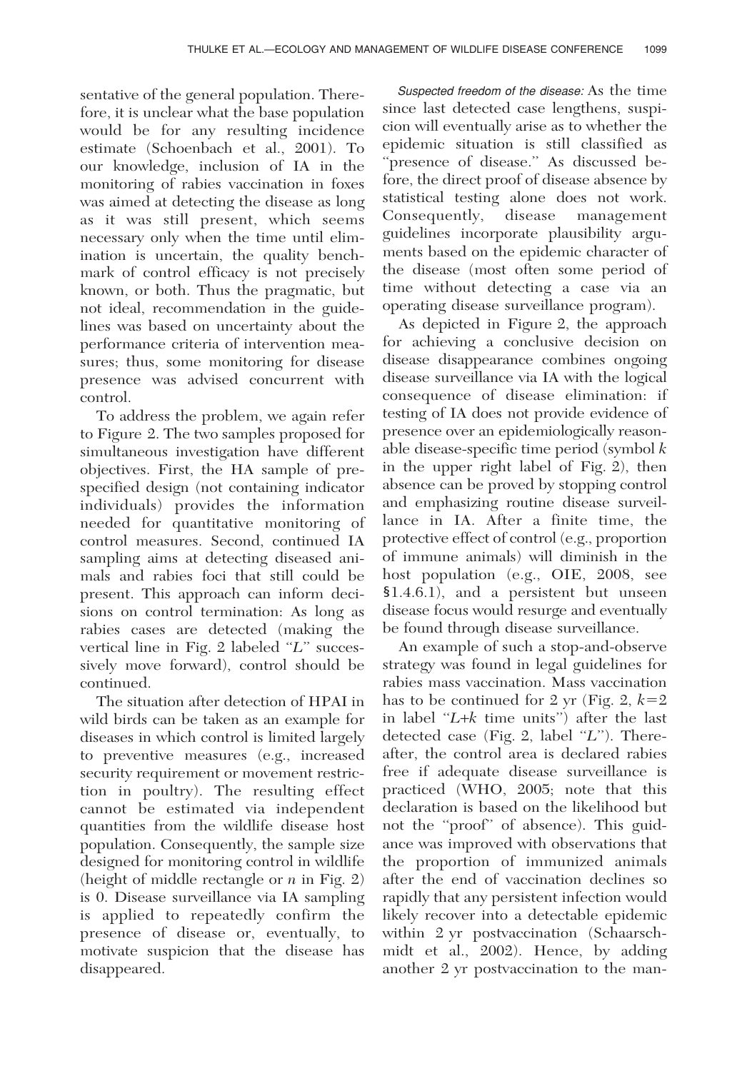sentative of the general population. Therefore, it is unclear what the base population would be for any resulting incidence estimate (Schoenbach et al., 2001). To our knowledge, inclusion of IA in the monitoring of rabies vaccination in foxes was aimed at detecting the disease as long as it was still present, which seems necessary only when the time until elimination is uncertain, the quality benchmark of control efficacy is not precisely known, or both. Thus the pragmatic, but not ideal, recommendation in the guidelines was based on uncertainty about the performance criteria of intervention measures; thus, some monitoring for disease presence was advised concurrent with control.

To address the problem, we again refer to Figure 2. The two samples proposed for simultaneous investigation have different objectives. First, the HA sample of prespecified design (not containing indicator individuals) provides the information needed for quantitative monitoring of control measures. Second, continued IA sampling aims at detecting diseased animals and rabies foci that still could be present. This approach can inform decisions on control termination: As long as rabies cases are detected (making the vertical line in Fig. 2 labeled "$L$" successively move forward), control should be continued.

The situation after detection of HPAI in wild birds can be taken as an example for diseases in which control is limited largely to preventive measures (e.g., increased security requirement or movement restriction in poultry). The resulting effect cannot be estimated via independent quantities from the wildlife disease host population. Consequently, the sample size designed for monitoring control in wildlife (height of middle rectangle or $n$ in Fig. 2) is 0. Disease surveillance via IA sampling is applied to repeatedly confirm the presence of disease or, eventually, to motivate suspicion that the disease has disappeared.

*Suspected freedom of the disease:* As the time since last detected case lengthens, suspicion will eventually arise as to whether the epidemic situation is still classified as "presence of disease." As discussed before, the direct proof of disease absence by statistical testing alone does not work. Consequently, disease management guidelines incorporate plausibility arguments based on the epidemic character of the disease (most often some period of time without detecting a case via an operating disease surveillance program).

As depicted in Figure 2, the approach for achieving a conclusive decision on disease disappearance combines ongoing disease surveillance via IA with the logical consequence of disease elimination: if testing of IA does not provide evidence of presence over an epidemiologically reasonable disease-specific time period (symbol $k$ in the upper right label of Fig. 2), then absence can be proved by stopping control and emphasizing routine disease surveillance in IA. After a finite time, the protective effect of control (e.g., proportion of immune animals) will diminish in the host population (e.g., OIE, 2008, see §1.4.6.1), and a persistent but unseen disease focus would resurge and eventually be found through disease surveillance.

An example of such a stop-and-observe strategy was found in legal guidelines for rabies mass vaccination. Mass vaccination has to be continued for 2 yr (Fig. 2, $k=2$ in label "$L+k$ time units") after the last detected case (Fig. 2, label "$L$"). Thereafter, the control area is declared rabies free if adequate disease surveillance is practiced (WHO, 2005; note that this declaration is based on the likelihood but not the "proof" of absence). This guidance was improved with observations that the proportion of immunized animals after the end of vaccination declines so rapidly that any persistent infection would likely recover into a detectable epidemic within 2 yr postvaccination (Schaarschmidt et al., 2002). Hence, by adding another 2 yr postvaccination to the man-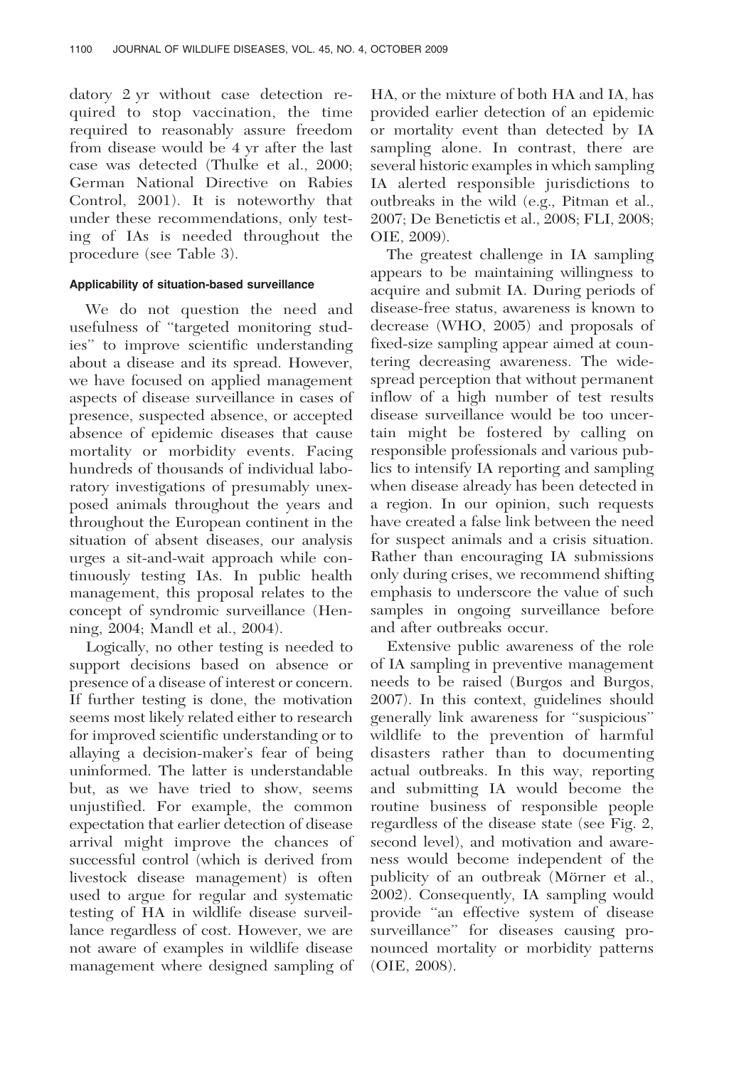datory 2 yr without case detection required to stop vaccination, the time required to reasonably assure freedom from disease would be 4 yr after the last case was detected (Thulke et al., 2000; German National Directive on Rabies Control, 2001). It is noteworthy that under these recommendations, only testing of IAs is needed throughout the procedure (see Table 3).

#### Applicability of situation-based surveillance

We do not question the need and usefulness of "targeted monitoring studies" to improve scientific understanding about a disease and its spread. However, we have focused on applied management aspects of disease surveillance in cases of presence, suspected absence, or accepted absence of epidemic diseases that cause mortality or morbidity events. Facing hundreds of thousands of individual laboratory investigations of presumably unexposed animals throughout the years and throughout the European continent in the situation of absent diseases, our analysis urges a sit-and-wait approach while continuously testing IAs. In public health management, this proposal relates to the concept of syndromic surveillance (Henning, 2004; Mandl et al., 2004).

Logically, no other testing is needed to support decisions based on absence or presence of a disease of interest or concern. If further testing is done, the motivation seems most likely related either to research for improved scientific understanding or to allaying a decision-maker's fear of being uninformed. The latter is understandable but, as we have tried to show, seems unjustified. For example, the common expectation that earlier detection of disease arrival might improve the chances of successful control (which is derived from livestock disease management) is often used to argue for regular and systematic testing of HA in wildlife disease surveillance regardless of cost. However, we are not aware of examples in wildlife disease management where designed sampling of HA, or the mixture of both HA and IA, has provided earlier detection of an epidemic or mortality event than detected by IA sampling alone. In contrast, there are several historic examples in which sampling IA alerted responsible jurisdictions to outbreaks in the wild (e.g., Pitman et al., 2007; De Benetictis et al., 2008; FLI, 2008; OIE, 2009).

The greatest challenge in IA sampling appears to be maintaining willingness to acquire and submit IA. During periods of disease-free status, awareness is known to decrease (WHO, 2005) and proposals of fixed-size sampling appear aimed at countering decreasing awareness. The widespread perception that without permanent inflow of a high number of test results disease surveillance would be too uncertain might be fostered by calling on responsible professionals and various publics to intensify IA reporting and sampling when disease already has been detected in a region. In our opinion, such requests have created a false link between the need for suspect animals and a crisis situation. Rather than encouraging IA submissions only during crises, we recommend shifting emphasis to underscore the value of such samples in ongoing surveillance before and after outbreaks occur.

Extensive public awareness of the role of IA sampling in preventive management needs to be raised (Burgos and Burgos, 2007). In this context, guidelines should generally link awareness for "suspicious" wildlife to the prevention of harmful disasters rather than to documenting actual outbreaks. In this way, reporting and submitting IA would become the routine business of responsible people regardless of the disease state (see Fig. 2, second level), and motivation and awareness would become independent of the publicity of an outbreak (Mörner et al., 2002). Consequently, IA sampling would provide "an effective system of disease surveillance" for diseases causing pronounced mortality or morbidity patterns (OIE, 2008).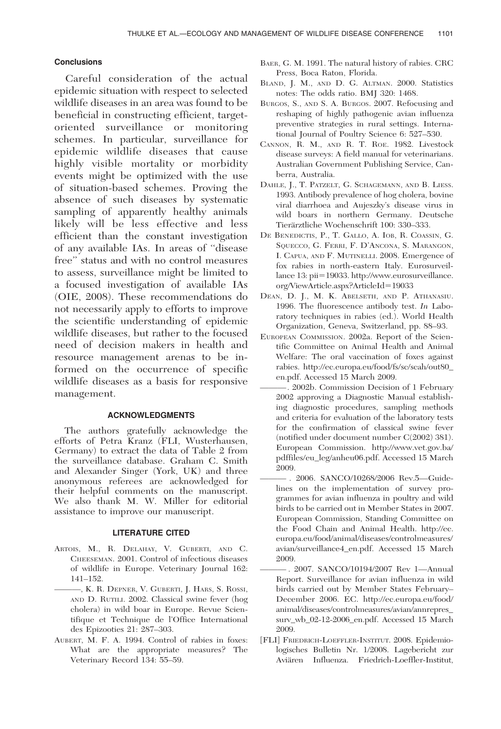### Conclusions

Careful consideration of the actual epidemic situation with respect to selected wildlife diseases in an area was found to be beneficial in constructing efficient, target-oriented surveillance or monitoring schemes. In particular, surveillance for epidemic wildlife diseases that cause highly visible mortality or morbidity events might be optimized with the use of situation-based schemes. Proving the absence of such diseases by systematic sampling of apparently healthy animals likely will be less effective and less efficient than the constant investigation of any available IAs. In areas of "disease free" status and with no control measures to assess, surveillance might be limited to a focused investigation of available IAs (OIE, 2008). These recommendations do not necessarily apply to efforts to improve the scientific understanding of epidemic wildlife diseases, but rather to the focused need of decision makers in health and resource management arenas to be informed on the occurrence of specific wildlife diseases as a basis for responsive management.

## ACKNOWLEDGMENTS

The authors gratefully acknowledge the efforts of Petra Kranz (FLI, Wusterhausen, Germany) to extract the data of Table 2 from the surveillance database. Graham C. Smith and Alexander Singer (York, UK) and three anonymous referees are acknowledged for their helpful comments on the manuscript. We also thank M. W. Miller for editorial assistance to improve our manuscript.

## LITERATURE CITED

Artois, M., R. Delahay, V. Guberti, and C. Cheeseman. 2001. Control of infectious diseases of wildlife in Europe. Veterinary Journal 162: 141–152.

———, K. R. Depner, V. Guberti, J. Hars, S. Rossi, and D. Rutili. 2002. Classical swine fever (hog cholera) in wild boar in Europe. Revue Scientifique et Technique de l'Office International des Epizooties 21: 287–303.

Aubert, M. F. A. 1994. Control of rabies in foxes: What are the appropriate measures? The Veterinary Record 134: 55–59.

Baer, G. M. 1991. The natural history of rabies. CRC Press, Boca Raton, Florida.

Bland, J. M., and D. G. Altman. 2000. Statistics notes: The odds ratio. BMJ 320: 1468.

Burgos, S., and S. A. Burgos. 2007. Refocusing and reshaping of highly pathogenic avian influenza preventive strategies in rural settings. International Journal of Poultry Science 6: 527–530.

Cannon, R. M., and R. T. Roe. 1982. Livestock disease surveys: A field manual for veterinarians. Australian Government Publishing Service, Canberra, Australia.

Dahle, J., T. Patzelt, G. Schagemann, and B. Liess. 1993. Antibody prevalence of hog cholera, bovine viral diarrhoea and Aujeszky's disease virus in wild boars in northern Germany. Deutsche Tierärztliche Wochenschrift 100: 330–333.

De Benedictis, P., T. Gallo, A. Iob, R. Coassin, G. Squecco, G. Ferri, F. D'Ancona, S. Marangon, I. Capua, and F. Mutinelli. 2008. Emergence of fox rabies in north-eastern Italy. Eurosurveillance 13: pii=19033. http://www.eurosurveillance.org/ViewArticle.aspx?ArticleId=19033

Dean, D. J., M. K. Abelseth, and P. Athanasiu. 1996. The fluorescence antibody test. *In* Laboratory techniques in rabies (ed.). World Health Organization, Geneva, Switzerland, pp. 88–93.

European Commission. 2002a. Report of the Scientific Committee on Animal Health and Animal Welfare: The oral vaccination of foxes against rabies. http://ec.europa.eu/food/fs/sc/scah/out80_en.pdf. Accessed 15 March 2009.

———. 2002b. Commission Decision of 1 February 2002 approving a Diagnostic Manual establishing diagnostic procedures, sampling methods and criteria for evaluation of the laboratory tests for the confirmation of classical swine fever (notified under document number C(2002) 381). European Commission. http://www.vet.gov.ba/pdffiles/eu_leg/anheu06.pdf. Accessed 15 March 2009.

———. 2006. SANCO/10268/2006 Rev.5—Guidelines on the implementation of survey programmes for avian influenza in poultry and wild birds to be carried out in Member States in 2007. European Commission, Standing Committee on the Food Chain and Animal Health. http://ec.europa.eu/food/animal/diseases/controlmeasures/avian/surveillance4_en.pdf. Accessed 15 March 2009.

———. 2007. SANCO/10194/2007 Rev 1—Annual Report. Surveillance for avian influenza in wild birds carried out by Member States February–December 2006. EC. http://ec.europa.eu/food/animal/diseases/controlmeasures/avian/annrepres_surv_wb_02-12-2006_en.pdf. Accessed 15 March 2009.

[FLI] Friedrich-Loeffler-Institut. 2008. Epidemiologisches Bulletin Nr. 1/2008. Lagebericht zur Aviären Influenza. Friedrich-Loeffler-Institut,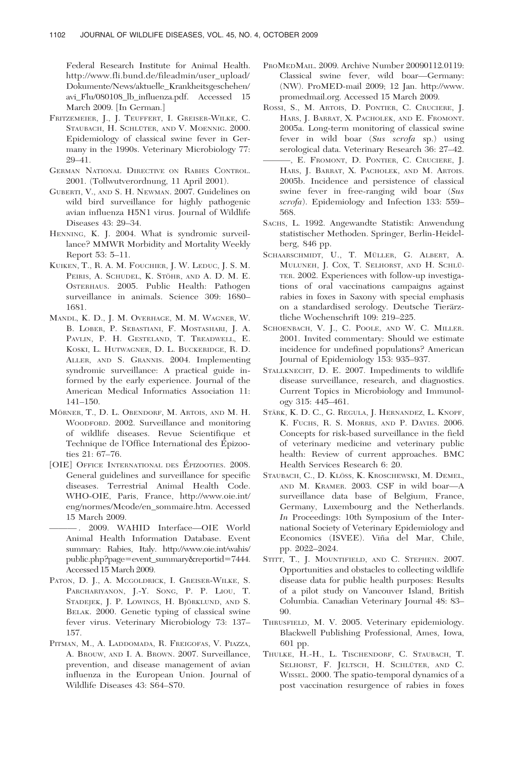Federal Research Institute for Animal Health. http://www.fli.bund.de/fileadmin/user_upload/Dokumente/News/aktuelle_Krankheitsgeschehen/avi_Flu/080108_lb_influenza.pdf. Accessed 15 March 2009. [In German.]

FRITZEMEIER, J., J. TEUFFERT, I. GREISER-WILKE, C. STAUBACH, H. SCHLÜTER, AND V. MOENNIG. 2000. Epidemiology of classical swine fever in Germany in the 1990s. Veterinary Microbiology 77: 29–41.

GERMAN NATIONAL DIRECTIVE ON RABIES CONTROL. 2001. (Tollwutverordnung, 11 April 2001).

GUBERTI, V., AND S. H. NEWMAN. 2007. Guidelines on wild bird surveillance for highly pathogenic avian influenza H5N1 virus. Journal of Wildlife Diseases 43: 29–34.

HENNING, K. J. 2004. What is syndromic surveillance? MMWR Morbidity and Mortality Weekly Report 53: 5–11.

KUIKEN, T., R. A. M. FOUCHIER, J. W. LEDUC, J. S. M. PEIRIS, A. SCHUDEL, K. STÖHR, AND A. D. M. E. OSTERHAUS. 2005. Public Health: Pathogen surveillance in animals. Science 309: 1680–1681.

MANDL, K. D., J. M. OVERHAGE, M. M. WAGNER, W. B. LOBER, P. SEBASTIANI, F. MOSTASHARI, J. A. PAVLIN, P. H. GESTELAND, T. TREADWELL, E. KOSKI, L. HUTWAGNER, D. L. BUCKERIDGE, R. D. ALLER, AND S. GRANNIS. 2004. Implementing syndromic surveillance: A practical guide informed by the early experience. Journal of the American Medical Informatics Association 11: 141–150.

MÖRNER, T., D. L. OBENDORF, M. ARTOIS, AND M. H. WOODFORD. 2002. Surveillance and monitoring of wildlife diseases. Revue Scientifique et Technique de l'Office International des Épizooties 21: 67–76.

[OIE] OFFICE INTERNATIONAL DES ÉPIZOOTIES. 2008. General guidelines and surveillance for specific diseases. Terrestrial Animal Health Code. WHO-OIE, Paris, France, http://www.oie.int/eng/normes/Mcode/en_sommaire.htm. Accessed 15 March 2009.

———. 2009. WAHID Interface—OIE World Animal Health Information Database. Event summary: Rabies, Italy. http://www.oie.int/wahis/public.php?page=event_summary&reportid=7444. Accessed 15 March 2009.

PATON, D. J., A. MCGOLDRICK, I. GREISER-WILKE, S. PARCHARIYANON, J.-Y. SONG, P. P. LIOU, T. STADEJEK, J. P. LOWINGS, H. BJÖRKLUND, AND S. BELAK. 2000. Genetic typing of classical swine fever virus. Veterinary Microbiology 73: 137–157.

PITMAN, M., A. LADDOMADA, R. FREIGOFAS, V. PIAZZA, A. BROUW, AND I. A. BROWN. 2007. Surveillance, prevention, and disease management of avian influenza in the European Union. Journal of Wildlife Diseases 43: S64–S70.

PROMEDMAIL. 2009. Archive Number 20090112.0119: Classical swine fever, wild boar—Germany: (NW). ProMED-mail 2009; 12 Jan. http://www.promedmail.org. Accessed 15 March 2009.

ROSSI, S., M. ARTOIS, D. PONTIER, C. CRUCIERE, J. HARS, J. BARRAT, X. PACHOLEK, AND E. FROMONT. 2005a. Long-term monitoring of classical swine fever in wild boar (*Sus scrofa* sp.) using serological data. Veterinary Research 36: 27–42.

———, E. FROMONT, D. PONTIER, C. CRUCIERE, J. HARS, J. BARRAT, X. PACHOLEK, AND M. ARTOIS. 2005b. Incidence and persistence of classical swine fever in free-ranging wild boar (*Sus scrofa*). Epidemiology and Infection 133: 559–568.

SACHS, L. 1992. Angewandte Statistik: Anwendung statistischer Methoden. Springer, Berlin-Heidelberg, 846 pp.

SCHAARSCHMIDT, U., T. MÜLLER, G. ALBERT, A. MULUNEH, J. COX, T. SELHORST, AND H. SCHLÜTER. 2002. Experiences with follow-up investigations of oral vaccinations campaigns against rabies in foxes in Saxony with special emphasis on a standardised serology. Deutsche Tierärztliche Wochenschrift 109: 219–225.

SCHOENBACH, V. J., C. POOLE, AND W. C. MILLER. 2001. Invited commentary: Should we estimate incidence for undefined populations? American Journal of Epidemiology 153: 935–937.

STALLKNECHT, D. E. 2007. Impediments to wildlife disease surveillance, research, and diagnostics. Current Topics in Microbiology and Immunology 315: 445–461.

STÄRK, K. D. C., G. REGULA, J. HERNANDEZ, L. KNOPF, K. FUCHS, R. S. MORRIS, AND P. DAVIES. 2006. Concepts for risk-based surveillance in the field of veterinary medicine and veterinary public health: Review of current approaches. BMC Health Services Research 6: 20.

STAUBACH, C., D. KLÖSS, K. KROSCHEWSKI, M. DEMEL, AND M. KRAMER. 2003. CSF in wild boar—A surveillance data base of Belgium, France, Germany, Luxembourg and the Netherlands. *In* Proceedings: 10th Symposium of the International Society of Veterinary Epidemiology and Economics (ISVEE). Viña del Mar, Chile, pp. 2022–2024.

STITT, T., J. MOUNTIFIELD, AND C. STEPHEN. 2007. Opportunities and obstacles to collecting wildlife disease data for public health purposes: Results of a pilot study on Vancouver Island, British Columbia. Canadian Veterinary Journal 48: 83–90.

THRUSFIELD, M. V. 2005. Veterinary epidemiology. Blackwell Publishing Professional, Ames, Iowa, 601 pp.

THULKE, H.-H., L. TISCHENDORF, C. STAUBACH, T. SELHORST, F. JELTSCH, H. SCHLÜTER, AND C. WISSEL. 2000. The spatio-temporal dynamics of a post vaccination resurgence of rabies in foxes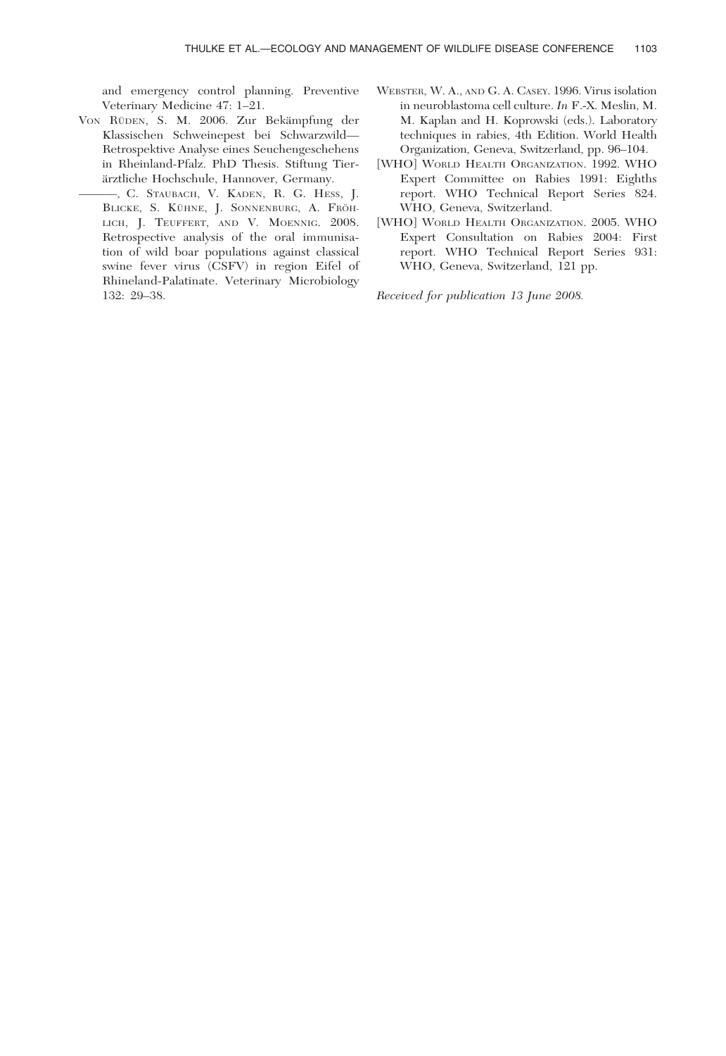and emergency control planning. Preventive Veterinary Medicine 47: 1–21.

VON RÜDEN, S. M. 2006. Zur Bekämpfung der Klassischen Schweinepest bei Schwarzwild—Retrospektive Analyse eines Seuchengeschehens in Rheinland-Pfalz. PhD Thesis. Stiftung Tierärztliche Hochschule, Hannover, Germany.

———, C. STAUBACH, V. KADEN, R. G. HESS, J. BLICKE, S. KÜHNE, J. SONNENBURG, A. FRÖHLICH, J. TEUFFERT, AND V. MOENNIG. 2008. Retrospective analysis of the oral immunisation of wild boar populations against classical swine fever virus (CSFV) in region Eifel of Rhineland-Palatinate. Veterinary Microbiology 132: 29–38.

WEBSTER, W. A., AND G. A. CASEY. 1996. Virus isolation in neuroblastoma cell culture. *In* F.-X. Meslin, M. M. Kaplan and H. Koprowski (eds.). Laboratory techniques in rabies, 4th Edition. World Health Organization, Geneva, Switzerland, pp. 96–104.

[WHO] WORLD HEALTH ORGANIZATION. 1992. WHO Expert Committee on Rabies 1991: Eighths report. WHO Technical Report Series 824. WHO, Geneva, Switzerland.

[WHO] WORLD HEALTH ORGANIZATION. 2005. WHO Expert Consultation on Rabies 2004: First report. WHO Technical Report Series 931: WHO, Geneva, Switzerland, 121 pp.

*Received for publication 13 June 2008.*